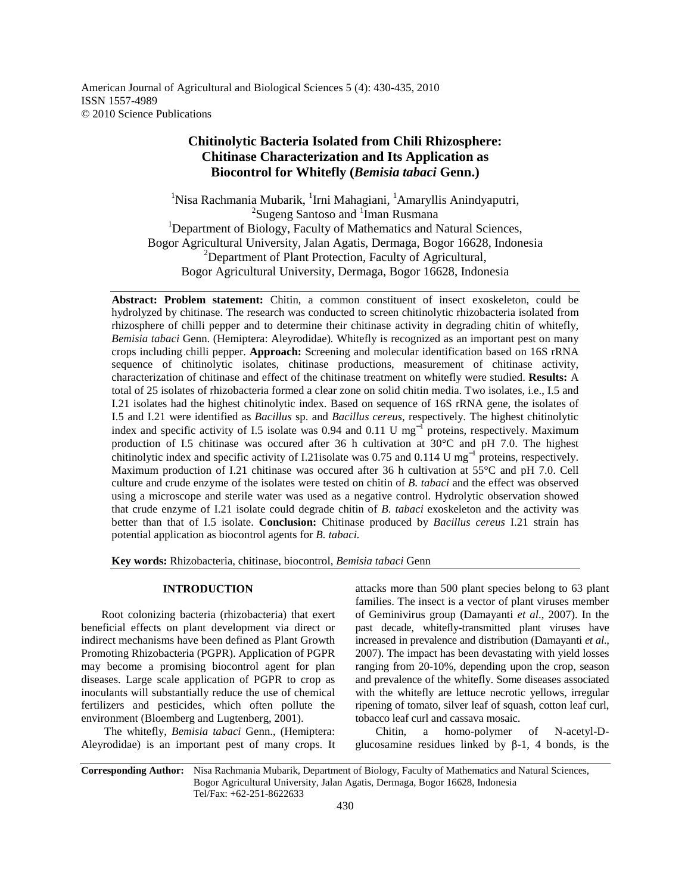American Journal of Agricultural and Biological Sciences 5 (4): 430-435, 2010
ISSN 1557-4989
© 2010 Science Publications

# Chitinolytic Bacteria Isolated from Chili Rhizosphere: Chitinase Characterization and Its Application as Biocontrol for Whitefly (*Bemisia tabaci* Genn.)

[1]Nisa Rachmania Mubarik, [1]Irni Mahagiani, [1]Amaryllis Anindyaputri, [2]Sugeng Santoso and [1]Iman Rusmana

[1]Department of Biology, Faculty of Mathematics and Natural Sciences, Bogor Agricultural University, Jalan Agatis, Dermaga, Bogor 16628, Indonesia

[2]Department of Plant Protection, Faculty of Agricultural, Bogor Agricultural University, Dermaga, Bogor 16628, Indonesia

**Abstract: Problem statement:** Chitin, a common constituent of insect exoskeleton, could be hydrolyzed by chitinase. The research was conducted to screen chitinolytic rhizobacteria isolated from rhizosphere of chilli pepper and to determine their chitinase activity in degrading chitin of whitefly, *Bemisia tabaci* Genn. (Hemiptera: Aleyrodidae). Whitefly is recognized as an important pest on many crops including chilli pepper. **Approach:** Screening and molecular identification based on 16S rRNA sequence of chitinolytic isolates, chitinase productions, measurement of chitinase activity, characterization of chitinase and effect of the chitinase treatment on whitefly were studied. **Results:** A total of 25 isolates of rhizobacteria formed a clear zone on solid chitin media. Two isolates, i.e., I.5 and I.21 isolates had the highest chitinolytic index. Based on sequence of 16S rRNA gene, the isolates of I.5 and I.21 were identified as *Bacillus* sp. and *Bacillus cereus*, respectively. The highest chitinolytic index and specific activity of I.5 isolate was 0.94 and 0.11 U mg$^{-1}$ proteins, respectively. Maximum production of I.5 chitinase was occured after 36 h cultivation at 30°C and pH 7.0. The highest chitinolytic index and specific activity of I.21isolate was 0.75 and 0.114 U mg$^{-1}$ proteins, respectively. Maximum production of I.21 chitinase was occured after 36 h cultivation at 55°C and pH 7.0. Cell culture and crude enzyme of the isolates were tested on chitin of *B. tabaci* and the effect was observed using a microscope and sterile water was used as a negative control. Hydrolytic observation showed that crude enzyme of I.21 isolate could degrade chitin of *B. tabaci* exoskeleton and the activity was better than that of I.5 isolate. **Conclusion:** Chitinase produced by *Bacillus cereus* I.21 strain has potential application as biocontrol agents for *B. tabaci.*

**Key words:** Rhizobacteria, chitinase, biocontrol, *Bemisia tabaci* Genn

## INTRODUCTION

Root colonizing bacteria (rhizobacteria) that exert beneficial effects on plant development via direct or indirect mechanisms have been defined as Plant Growth Promoting Rhizobacteria (PGPR). Application of PGPR may become a promising biocontrol agent for plan diseases. Large scale application of PGPR to crop as inoculants will substantially reduce the use of chemical fertilizers and pesticides, which often pollute the environment (Bloemberg and Lugtenberg, 2001).

The whitefly, *Bemisia tabaci* Genn., (Hemiptera: Aleyrodidae) is an important pest of many crops. It attacks more than 500 plant species belong to 63 plant families. The insect is a vector of plant viruses member of Geminivirus group (Damayanti *et al*., 2007). In the past decade, whitefly-transmitted plant viruses have increased in prevalence and distribution (Damayanti *et al*., 2007). The impact has been devastating with yield losses ranging from 20-10%, depending upon the crop, season and prevalence of the whitefly. Some diseases associated with the whitefly are lettuce necrotic yellows, irregular ripening of tomato, silver leaf of squash, cotton leaf curl, tobacco leaf curl and cassava mosaic.

Chitin, a homo-polymer of N-acetyl-D-glucosamine residues linked by β-1, 4 bonds, is the

**Corresponding Author:** Nisa Rachmania Mubarik, Department of Biology, Faculty of Mathematics and Natural Sciences, Bogor Agricultural University, Jalan Agatis, Dermaga, Bogor 16628, Indonesia Tel/Fax: +62-251-8622633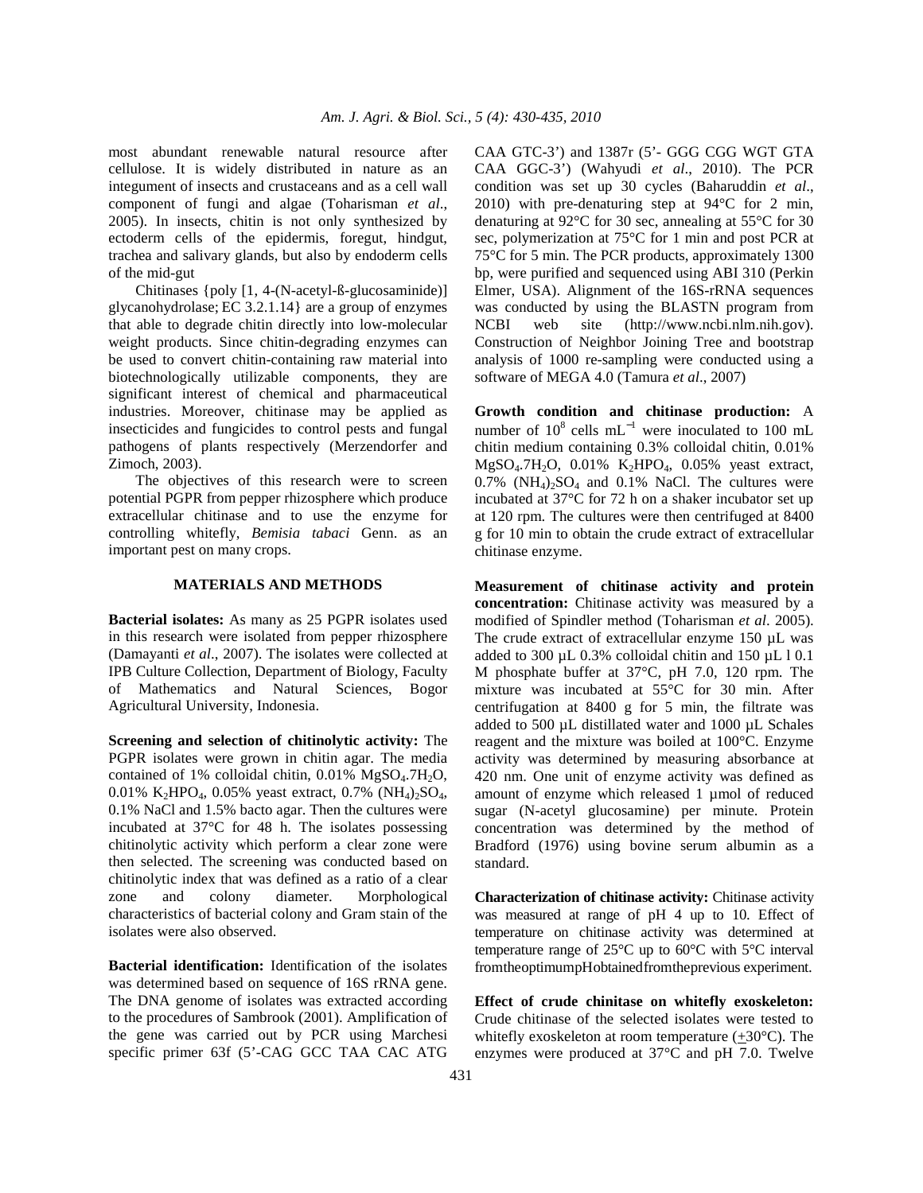most abundant renewable natural resource after cellulose. It is widely distributed in nature as an integument of insects and crustaceans and as a cell wall component of fungi and algae (Toharisman *et al*., 2005). In insects, chitin is not only synthesized by ectoderm cells of the epidermis, foregut, hindgut, trachea and salivary glands, but also by endoderm cells of the mid-gut

Chitinases {poly [1, 4-(N-acetyl-ß-glucosaminide)] glycanohydrolase; EC 3.2.1.14} are a group of enzymes that able to degrade chitin directly into low-molecular weight products. Since chitin-degrading enzymes can be used to convert chitin-containing raw material into biotechnologically utilizable components, they are significant interest of chemical and pharmaceutical industries. Moreover, chitinase may be applied as insecticides and fungicides to control pests and fungal pathogens of plants respectively (Merzendorfer and Zimoch, 2003).

The objectives of this research were to screen potential PGPR from pepper rhizosphere which produce extracellular chitinase and to use the enzyme for controlling whitefly, *Bemisia tabaci* Genn. as an important pest on many crops.

## MATERIALS AND METHODS

**Bacterial isolates:** As many as 25 PGPR isolates used in this research were isolated from pepper rhizosphere (Damayanti *et al*., 2007). The isolates were collected at IPB Culture Collection, Department of Biology, Faculty of Mathematics and Natural Sciences, Bogor Agricultural University, Indonesia.

**Screening and selection of chitinolytic activity:** The PGPR isolates were grown in chitin agar. The media contained of 1% colloidal chitin, 0.01% $MgSO_4.7H_2O$, 0.01% $K_2HPO_4$, 0.05% yeast extract, 0.7% $(NH_4)_2SO_4$, 0.1% NaCl and 1.5% bacto agar. Then the cultures were incubated at 37°C for 48 h. The isolates possessing chitinolytic activity which perform a clear zone were then selected. The screening was conducted based on chitinolytic index that was defined as a ratio of a clear zone and colony diameter. Morphological characteristics of bacterial colony and Gram stain of the isolates were also observed.

**Bacterial identification:** Identification of the isolates was determined based on sequence of 16S rRNA gene. The DNA genome of isolates was extracted according to the procedures of Sambrook (2001). Amplification of the gene was carried out by PCR using Marchesi specific primer 63f (5'-CAG GCC TAA CAC ATG CAA GTC-3') and 1387r (5'- GGG CGG WGT GTA CAA GGC-3') (Wahyudi *et al*., 2010). The PCR condition was set up 30 cycles (Baharuddin *et al*., 2010) with pre-denaturing step at 94°C for 2 min, denaturing at 92°C for 30 sec, annealing at 55°C for 30 sec, polymerization at 75°C for 1 min and post PCR at 75°C for 5 min. The PCR products, approximately 1300 bp, were purified and sequenced using ABI 310 (Perkin Elmer, USA). Alignment of the 16S-rRNA sequences was conducted by using the BLASTN program from NCBI web site (http://www.ncbi.nlm.nih.gov). Construction of Neighbor Joining Tree and bootstrap analysis of 1000 re-sampling were conducted using a software of MEGA 4.0 (Tamura *et al*., 2007)

**Growth condition and chitinase production:** A number of $10^8$ cells $mL^{-1}$ were inoculated to 100 mL chitin medium containing 0.3% colloidal chitin, 0.01% $MgSO_4.7H_2O$, 0.01% $K_2HPO_4$, 0.05% yeast extract, 0.7% $(NH_4)_2SO_4$ and 0.1% NaCl. The cultures were incubated at 37°C for 72 h on a shaker incubator set up at 120 rpm. The cultures were then centrifuged at 8400 g for 10 min to obtain the crude extract of extracellular chitinase enzyme.

**Measurement of chitinase activity and protein concentration:** Chitinase activity was measured by a modified of Spindler method (Toharisman *et al*. 2005). The crude extract of extracellular enzyme 150 µL was added to 300 µL 0.3% colloidal chitin and 150 µL l 0.1 M phosphate buffer at 37°C, pH 7.0, 120 rpm. The mixture was incubated at 55°C for 30 min. After centrifugation at 8400 g for 5 min, the filtrate was added to 500 µL distillated water and 1000 µL Schales reagent and the mixture was boiled at 100°C. Enzyme activity was determined by measuring absorbance at 420 nm. One unit of enzyme activity was defined as amount of enzyme which released 1 µmol of reduced sugar (N-acetyl glucosamine) per minute. Protein concentration was determined by the method of Bradford (1976) using bovine serum albumin as a standard.

**Characterization of chitinase activity:** Chitinase activity was measured at range of pH 4 up to 10. Effect of temperature on chitinase activity was determined at temperature range of 25°C up to 60°C with 5°C interval from the optimum pH obtained from the previous experiment.

**Effect of crude chinitase on whitefly exoskeleton:** Crude chitinase of the selected isolates were tested to whitefly exoskeleton at room temperature (±30°C). The enzymes were produced at 37°C and pH 7.0. Twelve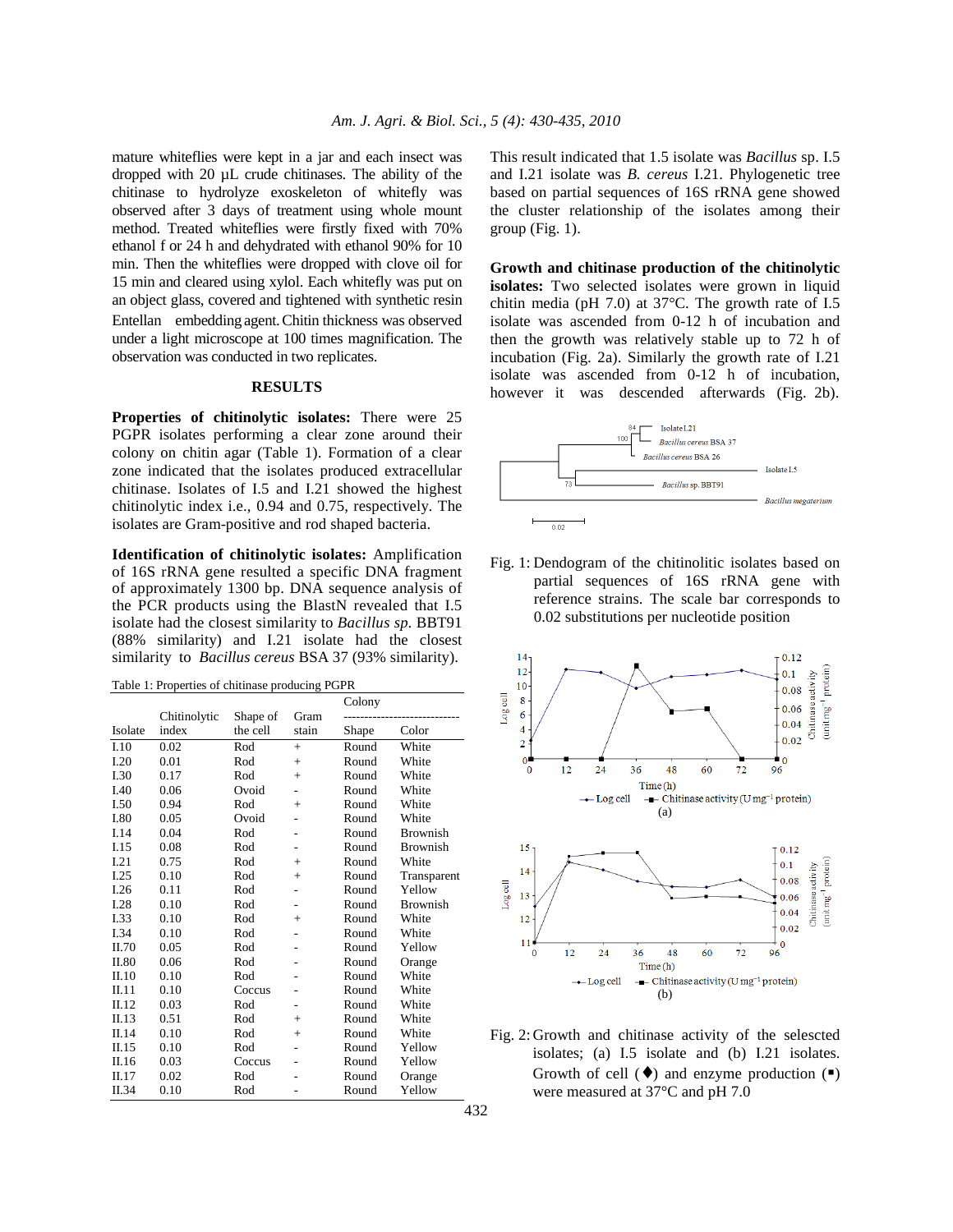mature whiteflies were kept in a jar and each insect was dropped with 20 µL crude chitinases. The ability of the chitinase to hydrolyze exoskeleton of whitefly was observed after 3 days of treatment using whole mount method. Treated whiteflies were firstly fixed with 70% ethanol f or 24 h and dehydrated with ethanol 90% for 10 min. Then the whiteflies were dropped with clove oil for 15 min and cleared using xylol. Each whitefly was put on an object glass, covered and tightened with synthetic resin Entellan embedding agent. Chitin thickness was observed under a light microscope at 100 times magnification. The observation was conducted in two replicates.

## RESULTS

**Properties of chitinolytic isolates:** There were 25 PGPR isolates performing a clear zone around their colony on chitin agar (Table 1). Formation of a clear zone indicated that the isolates produced extracellular chitinase. Isolates of I.5 and I.21 showed the highest chitinolytic index i.e., 0.94 and 0.75, respectively. The isolates are Gram-positive and rod shaped bacteria.

**Identification of chitinolytic isolates:** Amplification of 16S rRNA gene resulted a specific DNA fragment of approximately 1300 bp. DNA sequence analysis of the PCR products using the BlastN revealed that I.5 isolate had the closest similarity to *Bacillus sp*. BBT91 (88% similarity) and I.21 isolate had the closest similarity to *Bacillus cereus* BSA 37 (93% similarity).

Table 1: Properties of chitinase producing PGPR

| Isolate | Chitinolytic index | Shape of the cell | Gram stain | Colony Shape | Colony Color |
|---|---|---|---|---|---|
| I.10 | 0.02 | Rod | + | Round | White |
| I.20 | 0.01 | Rod | + | Round | White |
| I.30 | 0.17 | Rod | + | Round | White |
| I.40 | 0.06 | Ovoid | - | Round | White |
| I.50 | 0.94 | Rod | + | Round | White |
| I.80 | 0.05 | Ovoid | - | Round | White |
| I.14 | 0.04 | Rod | - | Round | Brownish |
| I.15 | 0.08 | Rod | - | Round | Brownish |
| I.21 | 0.75 | Rod | + | Round | White |
| I.25 | 0.10 | Rod | + | Round | Transparent |
| I.26 | 0.11 | Rod | - | Round | Yellow |
| I.28 | 0.10 | Rod | - | Round | Brownish |
| I.33 | 0.10 | Rod | + | Round | White |
| I.34 | 0.10 | Rod | - | Round | White |
| II.70 | 0.05 | Rod | - | Round | Yellow |
| II.80 | 0.06 | Rod | - | Round | Orange |
| II.10 | 0.10 | Rod | - | Round | White |
| II.11 | 0.10 | Coccus | - | Round | White |
| II.12 | 0.03 | Rod | - | Round | White |
| II.13 | 0.51 | Rod | + | Round | White |
| II.14 | 0.10 | Rod | + | Round | White |
| II.15 | 0.10 | Rod | - | Round | Yellow |
| II.16 | 0.03 | Coccus | - | Round | Yellow |
| II.17 | 0.02 | Rod | - | Round | Orange |
| II.34 | 0.10 | Rod | - | Round | Yellow |

This result indicated that 1.5 isolate was *Bacillus* sp. I.5 and I.21 isolate was *B. cereus* I.21. Phylogenetic tree based on partial sequences of 16S rRNA gene showed the cluster relationship of the isolates among their group (Fig. 1).

**Growth and chitinase production of the chitinolytic isolates:** Two selected isolates were grown in liquid chitin media (pH 7.0) at 37°C. The growth rate of I.5 isolate was ascended from 0-12 h of incubation and then the growth was relatively stable up to 72 h of incubation (Fig. 2a). Similarly the growth rate of I.21 isolate was ascended from 0-12 h of incubation, however it was descended afterwards (Fig. 2b).

Fig. 1: Dendogram of the chitinolitic isolates based on partial sequences of 16S rRNA gene with reference strains. The scale bar corresponds to 0.02 substitutions per nucleotide position

Fig. 2: Growth and chitinase activity of the selescted isolates; (a) I.5 isolate and (b) I.21 isolates. Growth of cell (♦) and enzyme production (▪) were measured at 37°C and pH 7.0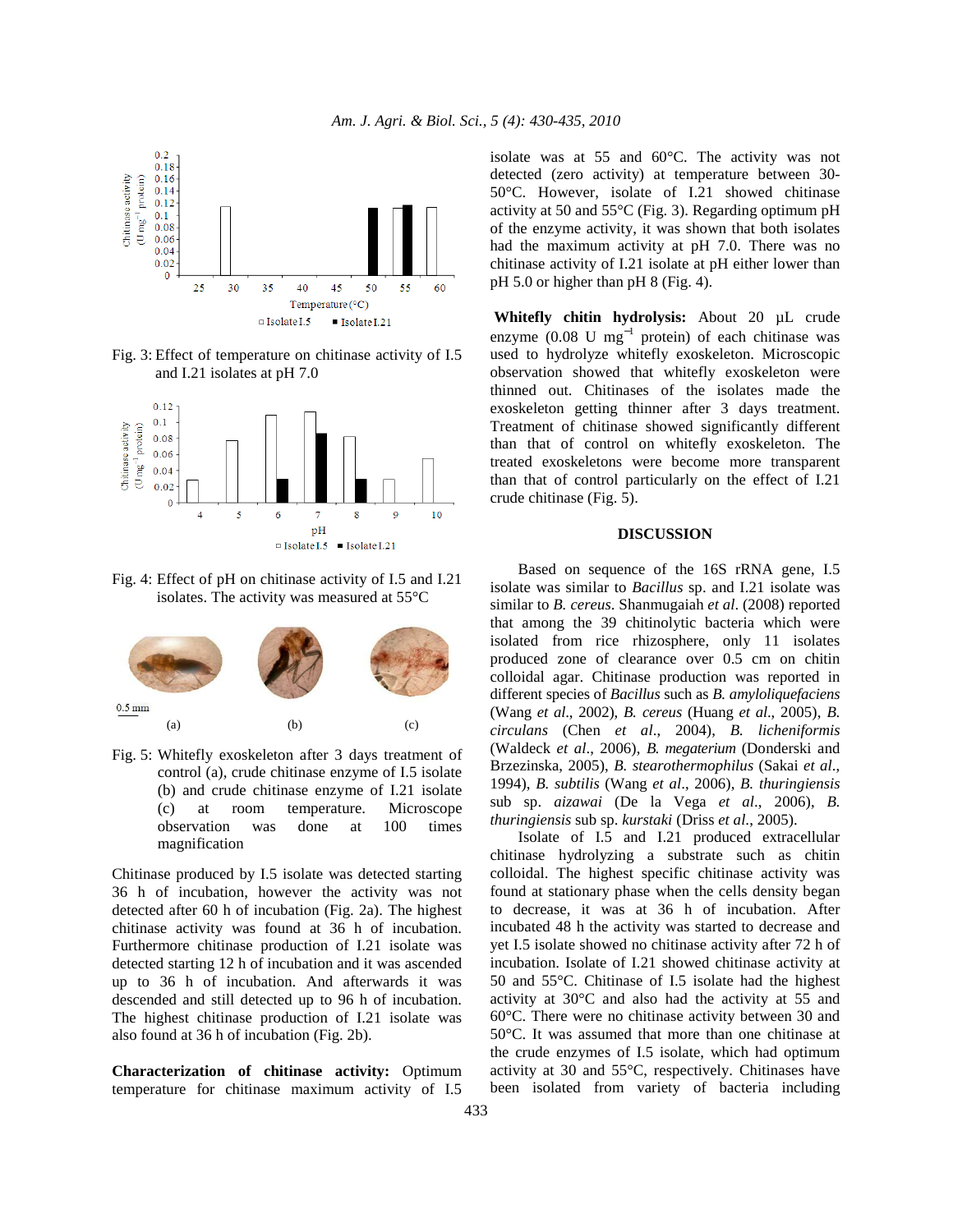Fig. 3: Effect of temperature on chitinase activity of I.5 and I.21 isolates at pH 7.0

Fig. 4: Effect of pH on chitinase activity of I.5 and I.21 isolates. The activity was measured at 55°C

Fig. 5: Whitefly exoskeleton after 3 days treatment of control (a), crude chitinase enzyme of I.5 isolate (b) and crude chitinase enzyme of I.21 isolate (c) at room temperature. Microscope observation was done at 100 times magnification

Chitinase produced by I.5 isolate was detected starting 36 h of incubation, however the activity was not detected after 60 h of incubation (Fig. 2a). The highest chitinase activity was found at 36 h of incubation. Furthermore chitinase production of I.21 isolate was detected starting 12 h of incubation and it was ascended up to 36 h of incubation. And afterwards it was descended and still detected up to 96 h of incubation. The highest chitinase production of I.21 isolate was also found at 36 h of incubation (Fig. 2b).

**Characterization of chitinase activity:** Optimum temperature for chitinase maximum activity of I.5 isolate was at 55 and 60°C. The activity was not detected (zero activity) at temperature between 30-50°C. However, isolate of I.21 showed chitinase activity at 50 and 55°C (Fig. 3). Regarding optimum pH of the enzyme activity, it was shown that both isolates had the maximum activity at pH 7.0. There was no chitinase activity of I.21 isolate at pH either lower than pH 5.0 or higher than pH 8 (Fig. 4).

**Whitefly chitin hydrolysis:** About 20 µL crude enzyme (0.08 U mg$^{-1}$ protein) of each chitinase was used to hydrolyze whitefly exoskeleton. Microscopic observation showed that whitefly exoskeleton were thinned out. Chitinases of the isolates made the exoskeleton getting thinner after 3 days treatment. Treatment of chitinase showed significantly different than that of control on whitefly exoskeleton. The treated exoskeletons were become more transparent than that of control particularly on the effect of I.21 crude chitinase (Fig. 5).

## DISCUSSION

Based on sequence of the 16S rRNA gene, I.5 isolate was similar to *Bacillus* sp. and I.21 isolate was similar to *B. cereus*. Shanmugaiah *et al*. (2008) reported that among the 39 chitinolytic bacteria which were isolated from rice rhizosphere, only 11 isolates produced zone of clearance over 0.5 cm on chitin colloidal agar. Chitinase production was reported in different species of *Bacillus* such as *B. amyloliquefaciens* (Wang *et al*., 2002), *B. cereus* (Huang *et al*., 2005), *B. circulans* (Chen *et al*., 2004), *B. licheniformis* (Waldeck *et al*., 2006), *B. megaterium* (Donderski and Brzezinska, 2005), *B. stearothermophilus* (Sakai *et al*., 1994), *B. subtilis* (Wang *et al*., 2006), *B. thuringiensis* sub sp. *aizawai* (De la Vega *et al*., 2006), *B. thuringiensis* sub sp. *kurstaki* (Driss *et al*., 2005).

Isolate of I.5 and I.21 produced extracellular chitinase hydrolyzing a substrate such as chitin colloidal. The highest specific chitinase activity was found at stationary phase when the cells density began to decrease, it was at 36 h of incubation. After incubated 48 h the activity was started to decrease and yet I.5 isolate showed no chitinase activity after 72 h of incubation. Isolate of I.21 showed chitinase activity at 50 and 55°C. Chitinase of I.5 isolate had the highest activity at 30°C and also had the activity at 55 and 60°C. There were no chitinase activity between 30 and 50°C. It was assumed that more than one chitinase at the crude enzymes of I.5 isolate, which had optimum activity at 30 and 55°C, respectively. Chitinases have been isolated from variety of bacteria including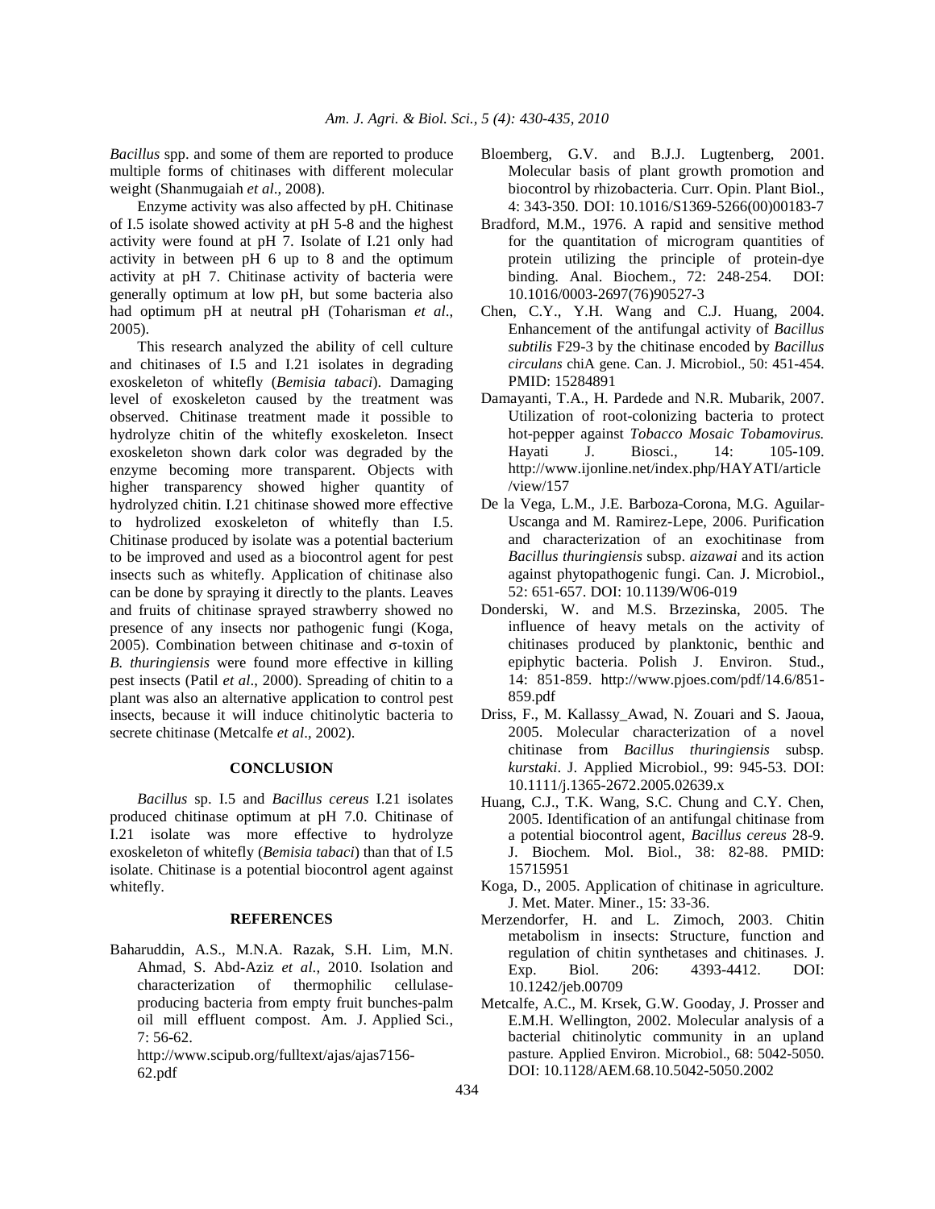*Bacillus* spp. and some of them are reported to produce multiple forms of chitinases with different molecular weight (Shanmugaiah *et al*., 2008).

Enzyme activity was also affected by pH. Chitinase of I.5 isolate showed activity at pH 5-8 and the highest activity were found at pH 7. Isolate of I.21 only had activity in between pH 6 up to 8 and the optimum activity at pH 7. Chitinase activity of bacteria were generally optimum at low pH, but some bacteria also had optimum pH at neutral pH (Toharisman *et al*., 2005).

This research analyzed the ability of cell culture and chitinases of I.5 and I.21 isolates in degrading exoskeleton of whitefly (*Bemisia tabaci*). Damaging level of exoskeleton caused by the treatment was observed. Chitinase treatment made it possible to hydrolyze chitin of the whitefly exoskeleton. Insect exoskeleton shown dark color was degraded by the enzyme becoming more transparent. Objects with higher transparency showed higher quantity of hydrolyzed chitin. I.21 chitinase showed more effective to hydrolized exoskeleton of whitefly than I.5. Chitinase produced by isolate was a potential bacterium to be improved and used as a biocontrol agent for pest insects such as whitefly. Application of chitinase also can be done by spraying it directly to the plants. Leaves and fruits of chitinase sprayed strawberry showed no presence of any insects nor pathogenic fungi (Koga, 2005). Combination between chitinase and σ-toxin of *B. thuringiensis* were found more effective in killing pest insects (Patil *et al*., 2000). Spreading of chitin to a plant was also an alternative application to control pest insects, because it will induce chitinolytic bacteria to secrete chitinase (Metcalfe *et al*., 2002).

## CONCLUSION

*Bacillus* sp. I.5 and *Bacillus cereus* I.21 isolates produced chitinase optimum at pH 7.0. Chitinase of I.21 isolate was more effective to hydrolyze exoskeleton of whitefly (*Bemisia tabaci*) than that of I.5 isolate. Chitinase is a potential biocontrol agent against whitefly.

## REFERENCES

Baharuddin, A.S., M.N.A. Razak, S.H. Lim, M.N. Ahmad, S. Abd-Aziz *et al.*, 2010. Isolation and characterization of thermophilic cellulase-producing bacteria from empty fruit bunches-palm oil mill effluent compost. Am. J. Applied Sci., 7: 56-62. http://www.scipub.org/fulltext/ajas/ajas7156-62.pdf

Bloemberg, G.V. and B.J.J. Lugtenberg, 2001. Molecular basis of plant growth promotion and biocontrol by rhizobacteria. Curr. Opin. Plant Biol., 4: 343-350. DOI: 10.1016/S1369-5266(00)00183-7

Bradford, M.M., 1976. A rapid and sensitive method for the quantitation of microgram quantities of protein utilizing the principle of protein-dye binding. Anal. Biochem., 72: 248-254. DOI: 10.1016/0003-2697(76)90527-3

Chen, C.Y., Y.H. Wang and C.J. Huang, 2004. Enhancement of the antifungal activity of *Bacillus subtilis* F29-3 by the chitinase encoded by *Bacillus circulans* chiA gene. Can. J. Microbiol., 50: 451-454. PMID: 15284891

Damayanti, T.A., H. Pardede and N.R. Mubarik, 2007. Utilization of root-colonizing bacteria to protect hot-pepper against *Tobacco Mosaic Tobamovirus.* Hayati J. Biosci., 14: 105-109. http://www.ijonline.net/index.php/HAYATI/article/view/157

De la Vega, L.M., J.E. Barboza-Corona, M.G. Aguilar-Uscanga and M. Ramirez-Lepe, 2006. Purification and characterization of an exochitinase from *Bacillus thuringiensis* subsp. *aizawai* and its action against phytopathogenic fungi. Can. J. Microbiol., 52: 651-657. DOI: 10.1139/W06-019

Donderski, W. and M.S. Brzezinska, 2005. The influence of heavy metals on the activity of chitinases produced by planktonic, benthic and epiphytic bacteria. Polish J. Environ. Stud., 14: 851-859. http://www.pjoes.com/pdf/14.6/851-859.pdf

Driss, F., M. Kallassy_Awad, N. Zouari and S. Jaoua, 2005. Molecular characterization of a novel chitinase from *Bacillus thuringiensis* subsp. *kurstaki*. J. Applied Microbiol., 99: 945-53. DOI: 10.1111/j.1365-2672.2005.02639.x

Huang, C.J., T.K. Wang, S.C. Chung and C.Y. Chen, 2005. Identification of an antifungal chitinase from a potential biocontrol agent, *Bacillus cereus* 28-9. J. Biochem. Mol. Biol., 38: 82-88. PMID: 15715951

Koga, D., 2005. Application of chitinase in agriculture. J. Met. Mater. Miner., 15: 33-36.

Merzendorfer, H. and L. Zimoch, 2003. Chitin metabolism in insects: Structure, function and regulation of chitin synthetases and chitinases. J. Exp. Biol. 206: 4393-4412. DOI: 10.1242/jeb.00709

Metcalfe, A.C., M. Krsek, G.W. Gooday, J. Prosser and E.M.H. Wellington, 2002. Molecular analysis of a bacterial chitinolytic community in an upland pasture. Applied Environ. Microbiol., 68: 5042-5050. DOI: 10.1128/AEM.68.10.5042-5050.2002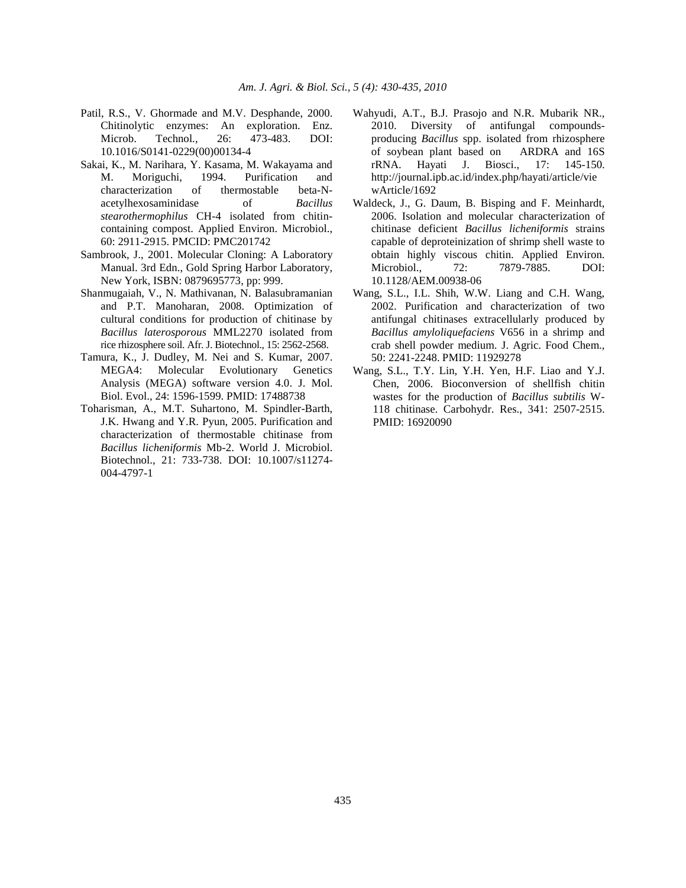Patil, R.S., V. Ghormade and M.V. Desphande, 2000. Chitinolytic enzymes: An exploration. Enz. Microb. Technol., 26: 473-483. DOI: 10.1016/S0141-0229(00)00134-4

Sakai, K., M. Narihara, Y. Kasama, M. Wakayama and M. Moriguchi, 1994. Purification and characterization of thermostable beta-N-acetylhexosaminidase of *Bacillus stearothermophilus* CH-4 isolated from chitin-containing compost. Applied Environ. Microbiol., 60: 2911-2915. PMCID: PMC201742

Sambrook, J., 2001. Molecular Cloning: A Laboratory Manual. 3rd Edn., Gold Spring Harbor Laboratory, New York, ISBN: 0879695773, pp: 999.

Shanmugaiah, V., N. Mathivanan, N. Balasubramanian and P.T. Manoharan, 2008. Optimization of cultural conditions for production of chitinase by *Bacillus laterosporous* MML2270 isolated from rice rhizosphere soil. Afr. J. Biotechnol., 15: 2562-2568.

Tamura, K., J. Dudley, M. Nei and S. Kumar, 2007. MEGA4: Molecular Evolutionary Genetics Analysis (MEGA) software version 4.0. J. Mol. Biol. Evol., 24: 1596-1599. PMID: 17488738

Toharisman, A., M.T. Suhartono, M. Spindler-Barth, J.K. Hwang and Y.R. Pyun, 2005. Purification and characterization of thermostable chitinase from *Bacillus licheniformis* Mb-2. World J. Microbiol. Biotechnol., 21: 733-738. DOI: 10.1007/s11274-004-4797-1

Wahyudi, A.T., B.J. Prasojo and N.R. Mubarik NR., 2010. Diversity of antifungal compounds-producing *Bacillus* spp. isolated from rhizosphere of soybean plant based on ARDRA and 16S rRNA. Hayati J. Biosci., 17: 145-150. http://journal.ipb.ac.id/index.php/hayati/article/viewArticle/1692

Waldeck, J., G. Daum, B. Bisping and F. Meinhardt, 2006. Isolation and molecular characterization of chitinase deficient *Bacillus licheniformis* strains capable of deproteinization of shrimp shell waste to obtain highly viscous chitin. Applied Environ. Microbiol., 72: 7879-7885. DOI: 10.1128/AEM.00938-06

Wang, S.L., I.L. Shih, W.W. Liang and C.H. Wang, 2002. Purification and characterization of two antifungal chitinases extracellularly produced by *Bacillus amyloliquefaciens* V656 in a shrimp and crab shell powder medium. J. Agric. Food Chem., 50: 2241-2248. PMID: 11929278

Wang, S.L., T.Y. Lin, Y.H. Yen, H.F. Liao and Y.J. Chen, 2006. Bioconversion of shellfish chitin wastes for the production of *Bacillus subtilis* W-118 chitinase. Carbohydr. Res., 341: 2507-2515. PMID: 16920090